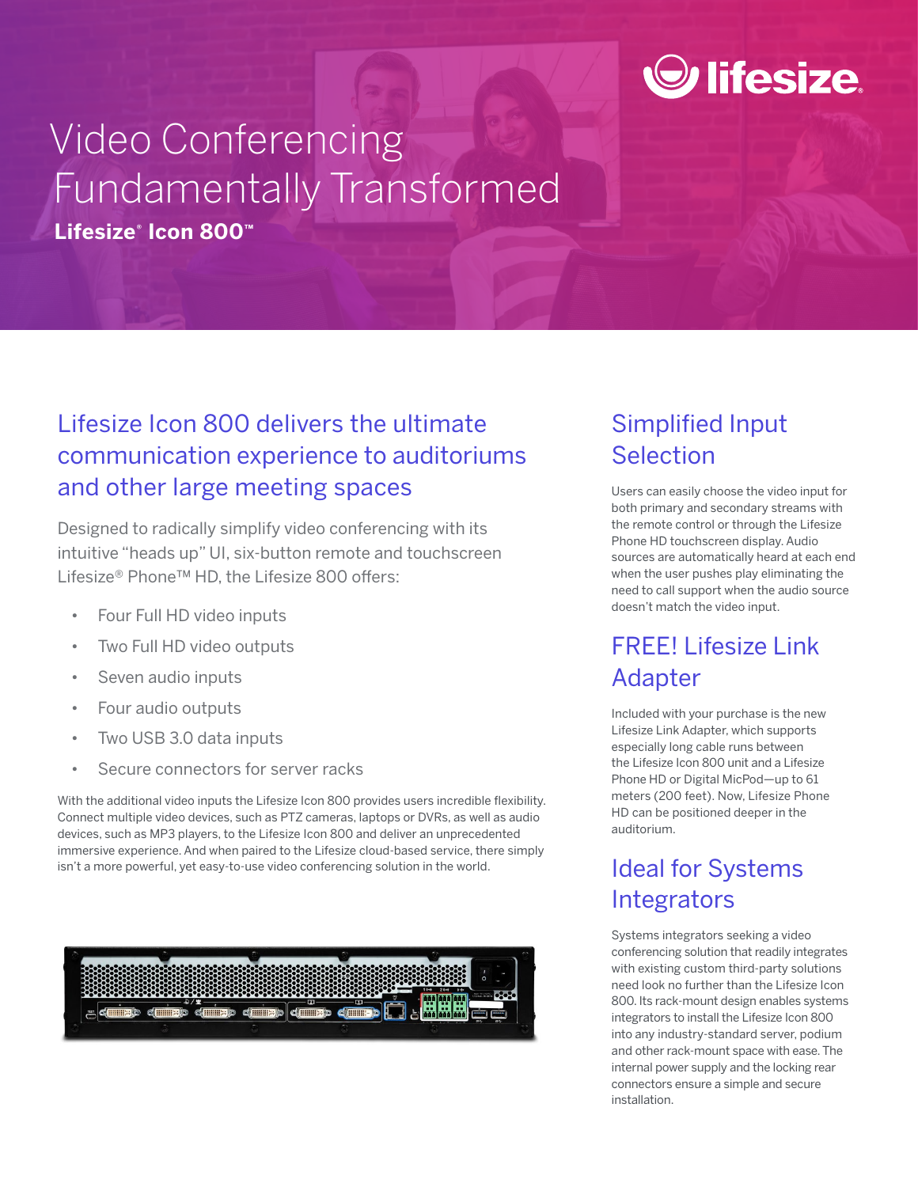# Video Conferencing Fundamentally Transformed

**Lifesize® Icon 800™**

## Lifesize Icon 800 delivers the ultimate communication experience to auditoriums and other large meeting spaces

Designed to radically simplify video conferencing with its intuitive "heads up" UI, six-button remote and touchscreen Lifesize® Phone™ HD, the Lifesize 800 offers:

- Four Full HD video inputs
- Two Full HD video outputs
- Seven audio inputs
- Four audio outputs
- Two USB 3.0 data inputs
- Secure connectors for server racks

With the additional video inputs the Lifesize Icon 800 provides users incredible flexibility. Connect multiple video devices, such as PTZ cameras, laptops or DVRs, as well as audio devices, such as MP3 players, to the Lifesize Icon 800 and deliver an unprecedented immersive experience. And when paired to the Lifesize cloud-based service, there simply isn't a more powerful, yet easy-to-use video conferencing solution in the world.

## Simplified Input Selection

Users can easily choose the video input for both primary and secondary streams with the remote control or through the Lifesize Phone HD touchscreen display. Audio sources are automatically heard at each end when the user pushes play eliminating the need to call support when the audio source doesn't match the video input.

## FREE! Lifesize Link Adapter

Included with your purchase is the new Lifesize Link Adapter, which supports especially long cable runs between the Lifesize Icon 800 unit and a Lifesize Phone HD or Digital MicPod—up to 61 meters (200 feet). Now, Lifesize Phone HD can be positioned deeper in the auditorium.

## Ideal for Systems Integrators

Systems integrators seeking a video conferencing solution that readily integrates with existing custom third-party solutions need look no further than the Lifesize Icon 800. Its rack-mount design enables systems integrators to install the Lifesize Icon 800 into any industry-standard server, podium and other rack-mount space with ease. The internal power supply and the locking rear connectors ensure a simple and secure installation.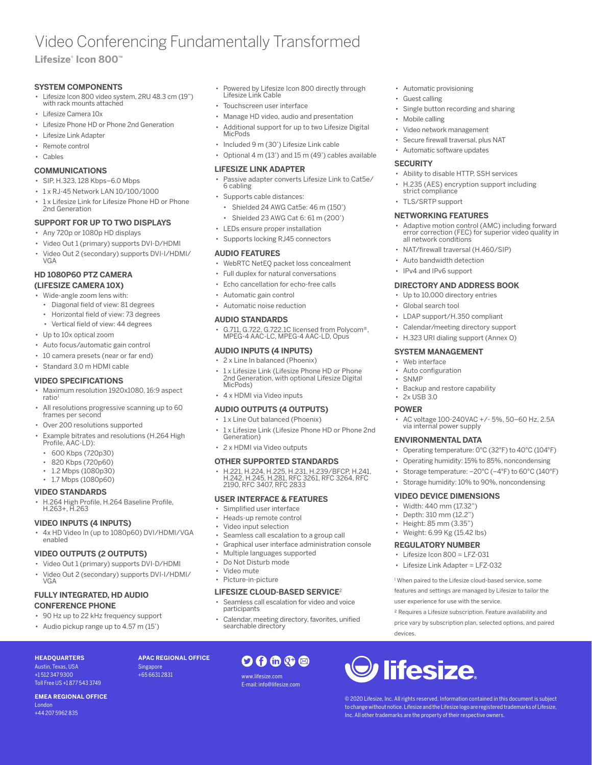# Video Conferencing Fundamentally Transformed

**Lifesize® Icon 800™**

## SYSTEM COMPONENTS

- Lifesize Icon 800 video system, 2RU 48.3 cm (19") with rack mounts attached
- Lifesize Camera 10x
- Lifesize Phone HD or Phone 2nd Generation
- Lifesize Link Adapter
- Remote control
- Cables

## COMMUNICATIONS

- SIP, H.323, 128 Kbps–6.0 Mbps
- 1 x RJ-45 Network LAN 10/100/1000
- 1 x Lifesize Link for Lifesize Phone HD or Phone 2nd Generation

## SUPPORT FOR UP TO TWO DISPLAYS

- Any 720p or 1080p HD displays
- Video Out 1 (primary) supports DVI-D/HDMI
- Video Out 2 (secondary) supports DVI-I/HDMI/VGA

## HD 1080P60 PTZ CAMERA (LIFESIZE CAMERA 10X)

- Wide-angle zoom lens with:
  - Diagonal field of view: 81 degrees
  - Horizontal field of view: 73 degrees
  - Vertical field of view: 44 degrees
- Up to 10x optical zoom
- Auto focus/automatic gain control
- 10 camera presets (near or far end)
- Standard 3.0 m HDMI cable

## VIDEO SPECIFICATIONS

- Maximum resolution 1920x1080, 16:9 aspect ratio[1]
- All resolutions progressive scanning up to 60 frames per second
- Over 200 resolutions supported
- Example bitrates and resolutions (H.264 High Profile, AAC-LD):
  - 600 Kbps (720p30)
  - 820 Kbps (720p60)
  - 1.2 Mbps (1080p30)
  - 1.7 Mbps (1080p60)

## VIDEO STANDARDS

- H.264 High Profile, H.264 Baseline Profile, H.263+, H.263

## VIDEO INPUTS (4 INPUTS)

- 4x HD Video In (up to 1080p60) DVI/HDMI/VGA enabled

## VIDEO OUTPUTS (2 OUTPUTS)

- Video Out 1 (primary) supports DVI-D/HDMI
- Video Out 2 (secondary) supports DVI-I/HDMI/VGA

## FULLY INTEGRATED, HD AUDIO CONFERENCE PHONE

- 90 Hz up to 22 kHz frequency support
- Audio pickup range up to 4.57 m (15')
- Powered by Lifesize Icon 800 directly through Lifesize Link Cable
- Touchscreen user interface
- Manage HD video, audio and presentation
- Additional support for up to two Lifesize Digital MicPods
- Included 9 m (30') Lifesize Link cable
- Optional 4 m (13') and 15 m (49') cables available

## LIFESIZE LINK ADAPTER

- Passive adapter converts Lifesize Link to Cat5e/6 cabling
- Supports cable distances:
  - Shielded 24 AWG Cat5e: 46 m (150')
  - Shielded 23 AWG Cat 6: 61 m (200')
- LEDs ensure proper installation
- Supports locking RJ45 connectors

## AUDIO FEATURES

- WebRTC NetEQ packet loss concealment
- Full duplex for natural conversations
- Echo cancellation for echo-free calls
- Automatic gain control
- Automatic noise reduction

## AUDIO STANDARDS

- G.711, G.722, G.722.1C licensed from Polycom®, MPEG-4 AAC-LC, MPEG-4 AAC-LD, Opus

## AUDIO INPUTS (4 INPUTS)

- 2 x Line In balanced (Phoenix)
- 1 x Lifesize Link (Lifesize Phone HD or Phone 2nd Generation, with optional Lifesize Digital MicPods)
- 4 x HDMI via Video inputs

## AUDIO OUTPUTS (4 OUTPUTS)

- 1 x Line Out balanced (Phoenix)
- 1 x Lifesize Link (Lifesize Phone HD or Phone 2nd Generation)
- 2 x HDMI via Video outputs

## OTHER SUPPORTED STANDARDS

- H.221, H.224, H.225, H.231, H.239/BFCP, H.241, H.242, H.245, H.281, RFC 3261, RFC 3264, RFC 2190, RFC 3407, RFC 2833

## USER INTERFACE & FEATURES

- Simplified user interface
- Heads-up remote control
- Video input selection
- Seamless call escalation to a group call
- Graphical user interface administration console
- Multiple languages supported
- Do Not Disturb mode
- Video mute
- Picture-in-picture

## LIFESIZE CLOUD-BASED SERVICE[2]

- Seamless call escalation for video and voice participants
- Calendar, meeting directory, favorites, unified searchable directory
- Automatic provisioning
- Guest calling
- Single button recording and sharing
- Mobile calling
- Video network management
- Secure firewall traversal, plus NAT
- Automatic software updates

## SECURITY

- Ability to disable HTTP, SSH services
- H.235 (AES) encryption support including strict compliance
- TLS/SRTP support

## NETWORKING FEATURES

- Adaptive motion control (AMC) including forward error correction (FEC) for superior video quality in all network conditions
- NAT/firewall traversal (H.460/SIP)
- Auto bandwidth detection
- IPv4 and IPv6 support

## DIRECTORY AND ADDRESS BOOK

- Up to 10,000 directory entries
- Global search tool
- LDAP support/H.350 compliant
- Calendar/meeting directory support
- H.323 URI dialing support (Annex O)

## SYSTEM MANAGEMENT

- Web interface
- Auto configuration
- SNMP
- Backup and restore capability
- 2x USB 3.0

## POWER

- AC voltage 100-240VAC +/- 5%, 50–60 Hz, 2.5A via internal power supply

## ENVIRONMENTAL DATA

- Operating temperature: 0°C (32°F) to 40°C (104°F)
- Operating humidity: 15% to 85%, noncondensing
- Storage temperature: −20°C (−4°F) to 60°C (140°F)
- Storage humidity: 10% to 90%, noncondensing

## VIDEO DEVICE DIMENSIONS

- Width: 440 mm (17.32")
- Depth: 310 mm (12.2")
- Height: 85 mm (3.35")
- Weight: 6.99 Kg (15.42 lbs)

## REGULATORY NUMBER

- Lifesize Icon 800 = LFZ-031
- Lifesize Link Adapter = LFZ-032

[1] When paired to the Lifesize cloud-based service, some features and settings are managed by Lifesize to tailor the user experience for use with the service.

[2] Requires a Lifesize subscription. Feature availability and price vary by subscription plan, selected options, and paired devices.

**HEADQUARTERS**
Austin, Texas, USA
+1 512 347 9300
Toll Free US +1 877 543 3749

**EMEA REGIONAL OFFICE**
London
+44 207 5962 835

**APAC REGIONAL OFFICE**
Singapore
+65 6631 2831

www.lifesize.com
E-mail: info@lifesize.com

© 2020 Lifesize, Inc. All rights reserved. Information contained in this document is subject to change without notice. Lifesize and the Lifesize logo are registered trademarks of Lifesize, Inc. All other trademarks are the property of their respective owners.